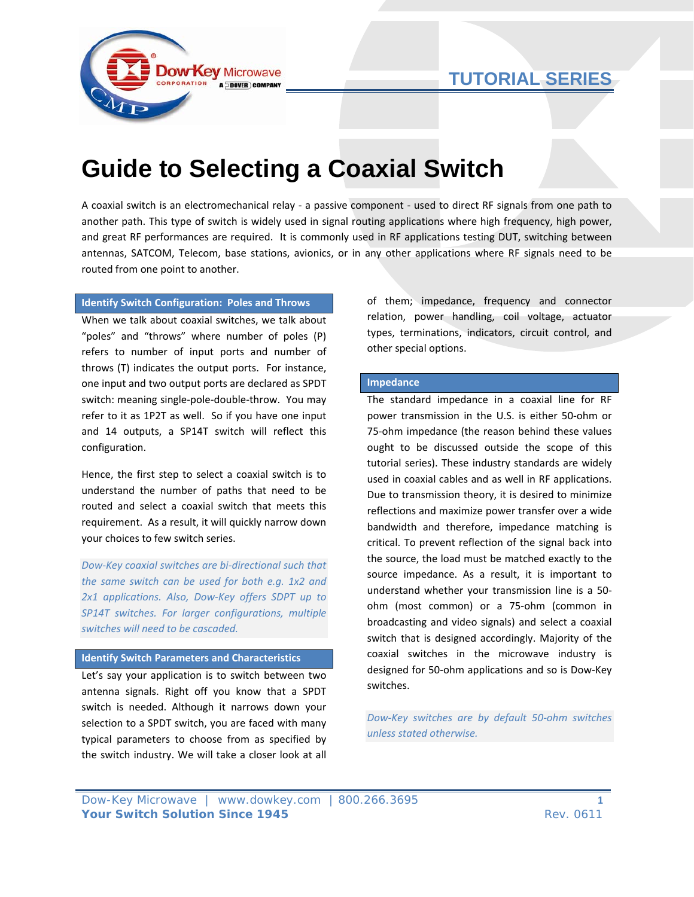# Guide to Selecting a Coaxial Switch

A coaxial switch is an electromechanical relay - a passive component - used to direct RF signals from one path to another path. This type of switch is widely used in signal routing applications where high frequency, high power, and great RF performances are required. It is commonly used in RF applications testing DUT, switching between antennas, SATCOM, Telecom, base stations, avionics, or in any other applications where RF signals need to be routed from one point to another.

## Identify Switch Configuration: Poles and Throws

When we talk about coaxial switches, we talk about "poles" and "throws" where number of poles (P) refers to number of input ports and number of throws (T) indicates the output ports. For instance, one input and two output ports are declared as SPDT switch: meaning single-pole-double-throw. You may refer to it as 1P2T as well. So if you have one input and 14 outputs, a SP14T switch will reflect this configuration.

Hence, the first step to select a coaxial switch is to understand the number of paths that need to be routed and select a coaxial switch that meets this requirement. As a result, it will quickly narrow down your choices to few switch series.

*Dow-Key coaxial switches are bi-directional such that the same switch can be used for both e.g. 1x2 and 2x1 applications. Also, Dow-Key offers SDPT up to SP14T switches. For larger configurations, multiple switches will need to be cascaded.*

## Identify Switch Parameters and Characteristics

Let's say your application is to switch between two antenna signals. Right off you know that a SPDT switch is needed. Although it narrows down your selection to a SPDT switch, you are faced with many typical parameters to choose from as specified by the switch industry. We will take a closer look at all of them; impedance, frequency and connector relation, power handling, coil voltage, actuator types, terminations, indicators, circuit control, and other special options.

## Impedance

The standard impedance in a coaxial line for RF power transmission in the U.S. is either 50-ohm or 75-ohm impedance (the reason behind these values ought to be discussed outside the scope of this tutorial series). These industry standards are widely used in coaxial cables and as well in RF applications. Due to transmission theory, it is desired to minimize reflections and maximize power transfer over a wide bandwidth and therefore, impedance matching is critical. To prevent reflection of the signal back into the source, the load must be matched exactly to the source impedance. As a result, it is important to understand whether your transmission line is a 50-ohm (most common) or a 75-ohm (common in broadcasting and video signals) and select a coaxial switch that is designed accordingly. Majority of the coaxial switches in the microwave industry is designed for 50-ohm applications and so is Dow-Key switches.

*Dow-Key switches are by default 50-ohm switches unless stated otherwise.*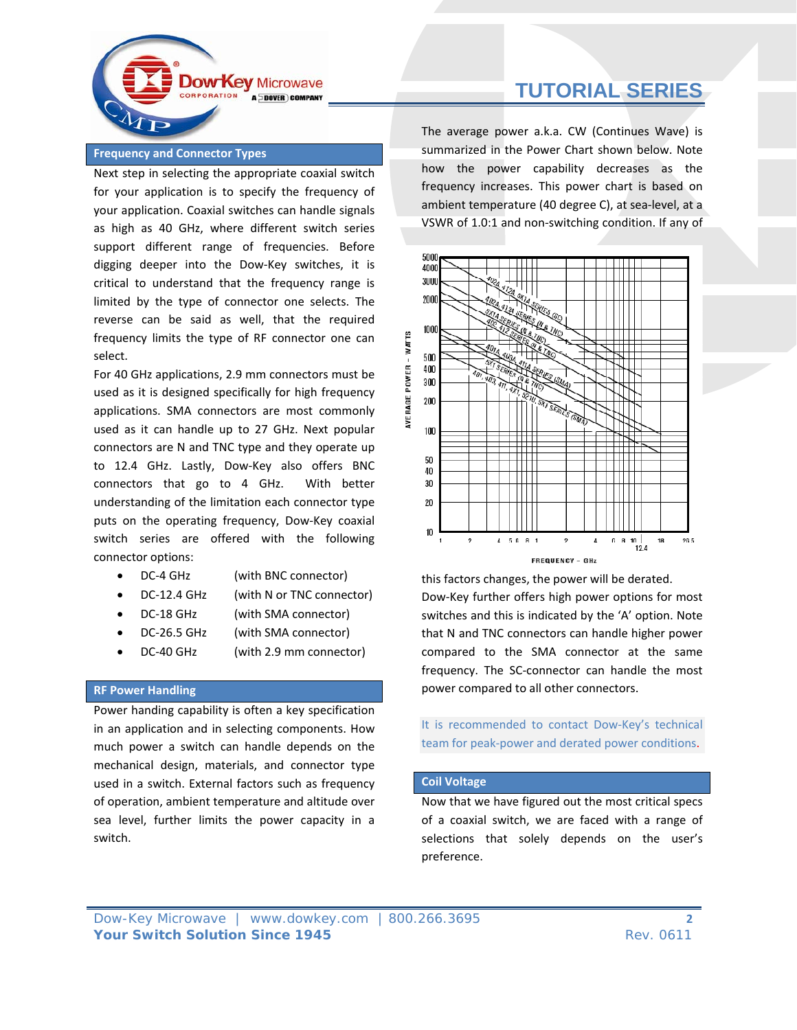## Frequency and Connector Types

Next step in selecting the appropriate coaxial switch for your application is to specify the frequency of your application. Coaxial switches can handle signals as high as 40 GHz, where different switch series support different range of frequencies. Before digging deeper into the Dow-Key switches, it is critical to understand that the frequency range is limited by the type of connector one selects. The reverse can be said as well, that the required frequency limits the type of RF connector one can select.

For 40 GHz applications, 2.9 mm connectors must be used as it is designed specifically for high frequency applications. SMA connectors are most commonly used as it can handle up to 27 GHz. Next popular connectors are N and TNC type and they operate up to 12.4 GHz. Lastly, Dow-Key also offers BNC connectors that go to 4 GHz. With better understanding of the limitation each connector type puts on the operating frequency, Dow-Key coaxial switch series are offered with the following connector options:

- DC-4 GHz (with BNC connector)
- DC-12.4 GHz (with N or TNC connector)
- DC-18 GHz (with SMA connector)
- DC-26.5 GHz (with SMA connector)
- DC-40 GHz (with 2.9 mm connector)

## RF Power Handling

Power handing capability is often a key specification in an application and in selecting components. How much power a switch can handle depends on the mechanical design, materials, and connector type used in a switch. External factors such as frequency of operation, ambient temperature and altitude over sea level, further limits the power capacity in a switch.

The average power a.k.a. CW (Continues Wave) is summarized in the Power Chart shown below. Note how the power capability decreases as the frequency increases. This power chart is based on ambient temperature (40 degree C), at sea-level, at a VSWR of 1.0:1 and non-switching condition. If any of this factors changes, the power will be derated.

Dow-Key further offers high power options for most switches and this is indicated by the 'A' option. Note that N and TNC connectors can handle higher power compared to the SMA connector at the same frequency. The SC-connector can handle the most power compared to all other connectors.

It is recommended to contact Dow-Key's technical team for peak-power and derated power conditions.

## Coil Voltage

Now that we have figured out the most critical specs of a coaxial switch, we are faced with a range of selections that solely depends on the user's preference.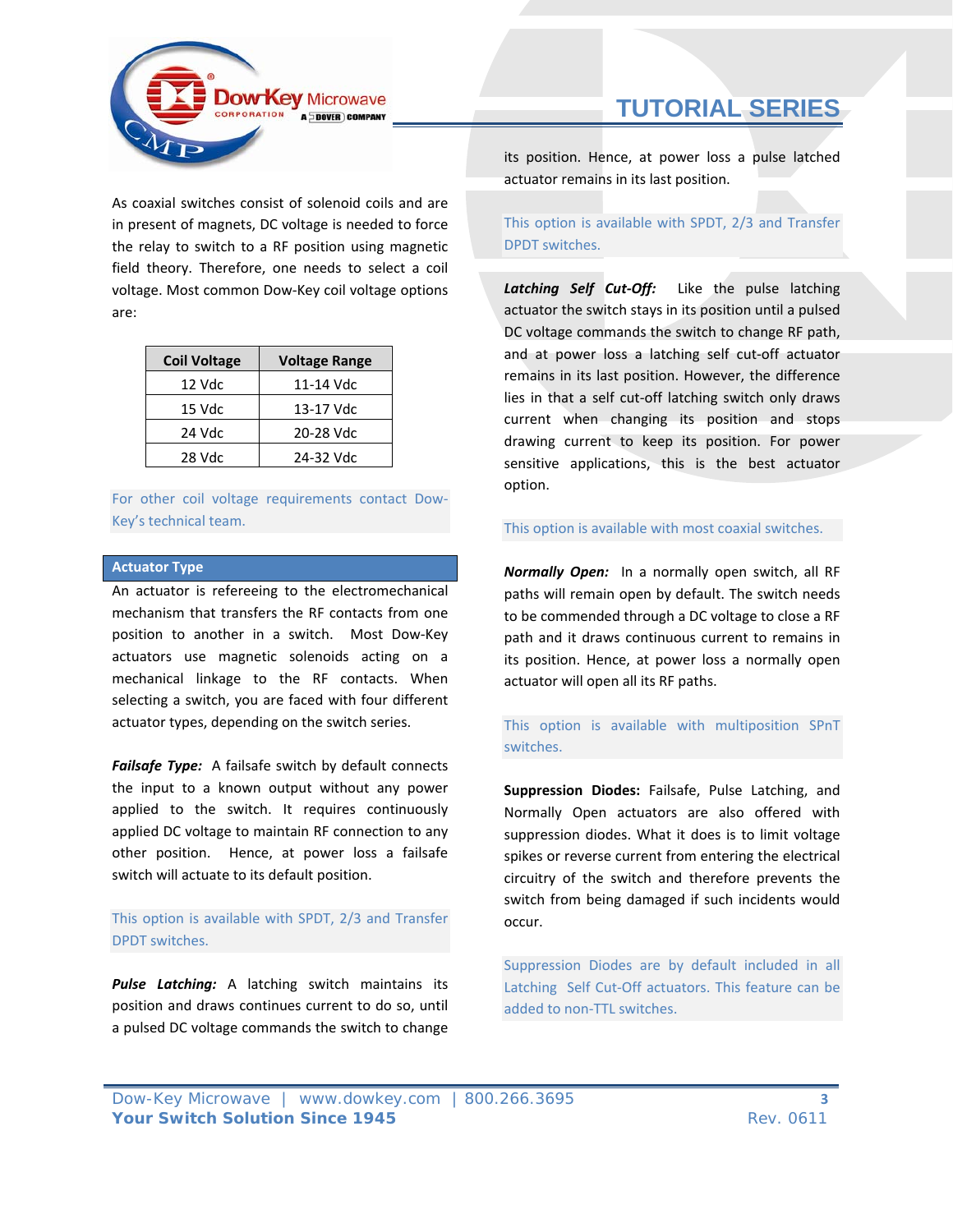As coaxial switches consist of solenoid coils and are in present of magnets, DC voltage is needed to force the relay to switch to a RF position using magnetic field theory. Therefore, one needs to select a coil voltage. Most common Dow-Key coil voltage options are:

| Coil Voltage | Voltage Range |
|---|---|
| 12 Vdc | 11-14 Vdc |
| 15 Vdc | 13-17 Vdc |
| 24 Vdc | 20-28 Vdc |
| 28 Vdc | 24-32 Vdc |

For other coil voltage requirements contact Dow-Key's technical team.

## Actuator Type

An actuator is refereeing to the electromechanical mechanism that transfers the RF contacts from one position to another in a switch. Most Dow-Key actuators use magnetic solenoids acting on a mechanical linkage to the RF contacts. When selecting a switch, you are faced with four different actuator types, depending on the switch series.

***Failsafe Type:*** A failsafe switch by default connects the input to a known output without any power applied to the switch. It requires continuously applied DC voltage to maintain RF connection to any other position. Hence, at power loss a failsafe switch will actuate to its default position.

This option is available with SPDT, 2/3 and Transfer DPDT switches.

***Pulse Latching:*** A latching switch maintains its position and draws continues current to do so, until a pulsed DC voltage commands the switch to change its position. Hence, at power loss a pulse latched actuator remains in its last position.

This option is available with SPDT, 2/3 and Transfer DPDT switches.

***Latching Self Cut-Off:*** Like the pulse latching actuator the switch stays in its position until a pulsed DC voltage commands the switch to change RF path, and at power loss a latching self cut-off actuator remains in its last position. However, the difference lies in that a self cut-off latching switch only draws current when changing its position and stops drawing current to keep its position. For power sensitive applications, this is the best actuator option.

This option is available with most coaxial switches.

***Normally Open:*** In a normally open switch, all RF paths will remain open by default. The switch needs to be commended through a DC voltage to close a RF path and it draws continuous current to remains in its position. Hence, at power loss a normally open actuator will open all its RF paths.

This option is available with multiposition SPnT switches.

**Suppression Diodes:** Failsafe, Pulse Latching, and Normally Open actuators are also offered with suppression diodes. What it does is to limit voltage spikes or reverse current from entering the electrical circuitry of the switch and therefore prevents the switch from being damaged if such incidents would occur.

Suppression Diodes are by default included in all Latching Self Cut-Off actuators. This feature can be added to non-TTL switches.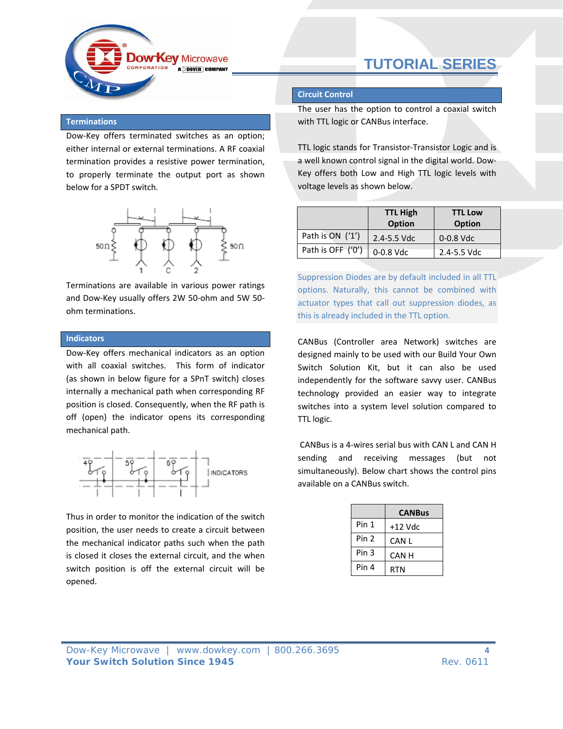## Terminations

Dow-Key offers terminated switches as an option; either internal or external terminations. A RF coaxial termination provides a resistive power termination, to properly terminate the output port as shown below for a SPDT switch.

Terminations are available in various power ratings and Dow-Key usually offers 2W 50-ohm and 5W 50-ohm terminations.

## Indicators

Dow-Key offers mechanical indicators as an option with all coaxial switches. This form of indicator (as shown in below figure for a SPnT switch) closes internally a mechanical path when corresponding RF position is closed. Consequently, when the RF path is off (open) the indicator opens its corresponding mechanical path.

Thus in order to monitor the indication of the switch position, the user needs to create a circuit between the mechanical indicator paths such when the path is closed it closes the external circuit, and the when switch position is off the external circuit will be opened.

## Circuit Control

The user has the option to control a coaxial switch with TTL logic or CANBus interface.

TTL logic stands for Transistor-Transistor Logic and is a well known control signal in the digital world. Dow-Key offers both Low and High TTL logic levels with voltage levels as shown below.

| | TTL High Option | TTL Low Option |
|---|---|---|
| Path is ON ('1') | 2.4-5.5 Vdc | 0-0.8 Vdc |
| Path is OFF ('0') | 0-0.8 Vdc | 2.4-5.5 Vdc |

Suppression Diodes are by default included in all TTL options. Naturally, this cannot be combined with actuator types that call out suppression diodes, as this is already included in the TTL option.

CANBus (Controller area Network) switches are designed mainly to be used with our Build Your Own Switch Solution Kit, but it can also be used independently for the software savvy user. CANBus technology provided an easier way to integrate switches into a system level solution compared to TTL logic.

CANBus is a 4-wires serial bus with CAN L and CAN H sending and receiving messages (but not simultaneously). Below chart shows the control pins available on a CANBus switch.

| | CANBus |
|---|---|
| Pin 1 | +12 Vdc |
| Pin 2 | CAN L |
| Pin 3 | CAN H |
| Pin 4 | RTN |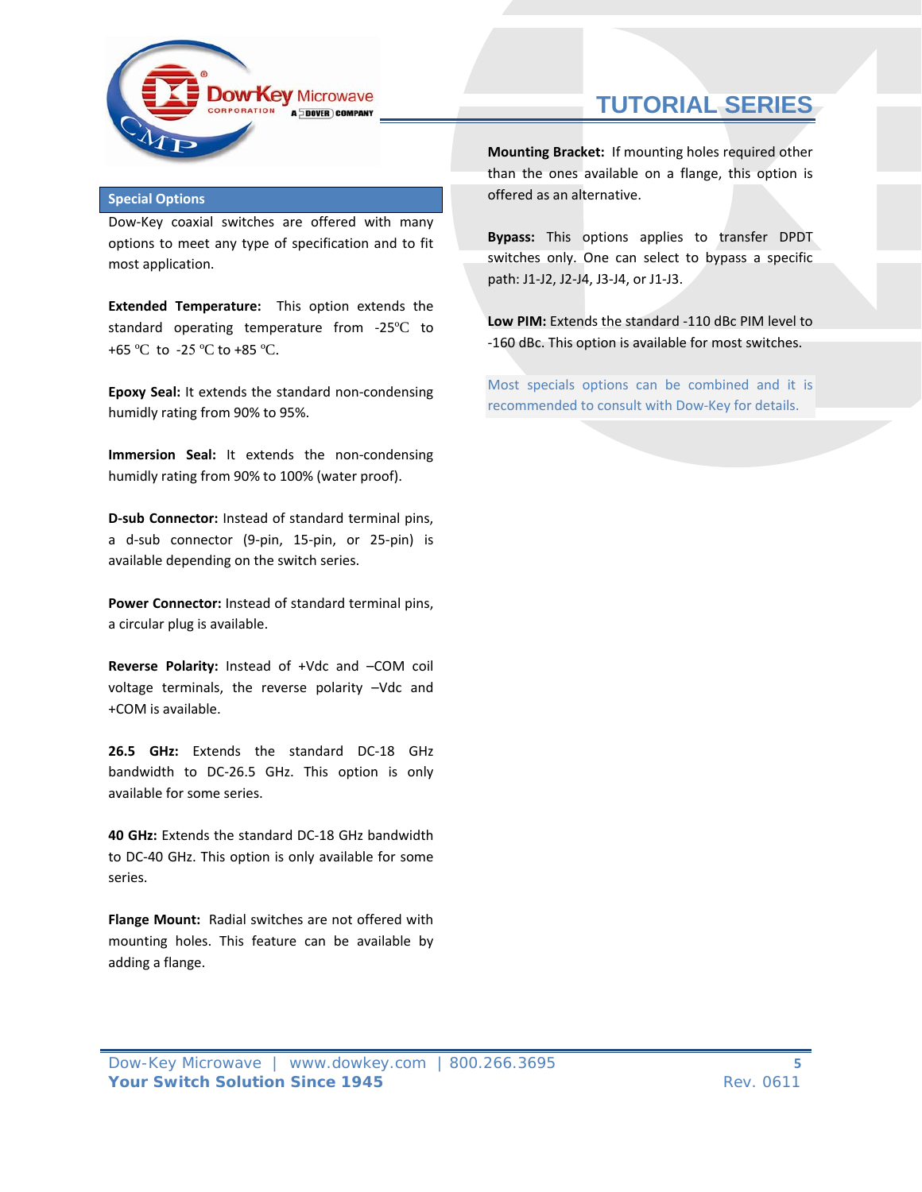## Special Options

Dow-Key coaxial switches are offered with many options to meet any type of specification and to fit most application.

**Extended Temperature:** This option extends the standard operating temperature from -25ºC to +65 ºC to -25 ºC to +85 ºC.

**Epoxy Seal:** It extends the standard non-condensing humidly rating from 90% to 95%.

**Immersion Seal:** It extends the non-condensing humidly rating from 90% to 100% (water proof).

**D-sub Connector:** Instead of standard terminal pins, a d-sub connector (9-pin, 15-pin, or 25-pin) is available depending on the switch series.

**Power Connector:** Instead of standard terminal pins, a circular plug is available.

**Reverse Polarity:** Instead of +Vdc and –COM coil voltage terminals, the reverse polarity –Vdc and +COM is available.

**26.5 GHz:** Extends the standard DC-18 GHz bandwidth to DC-26.5 GHz. This option is only available for some series.

**40 GHz:** Extends the standard DC-18 GHz bandwidth to DC-40 GHz. This option is only available for some series.

**Flange Mount:** Radial switches are not offered with mounting holes. This feature can be available by adding a flange.

**Mounting Bracket:** If mounting holes required other than the ones available on a flange, this option is offered as an alternative.

**Bypass:** This options applies to transfer DPDT switches only. One can select to bypass a specific path: J1-J2, J2-J4, J3-J4, or J1-J3.

**Low PIM:** Extends the standard -110 dBc PIM level to -160 dBc. This option is available for most switches.

Most specials options can be combined and it is recommended to consult with Dow-Key for details.